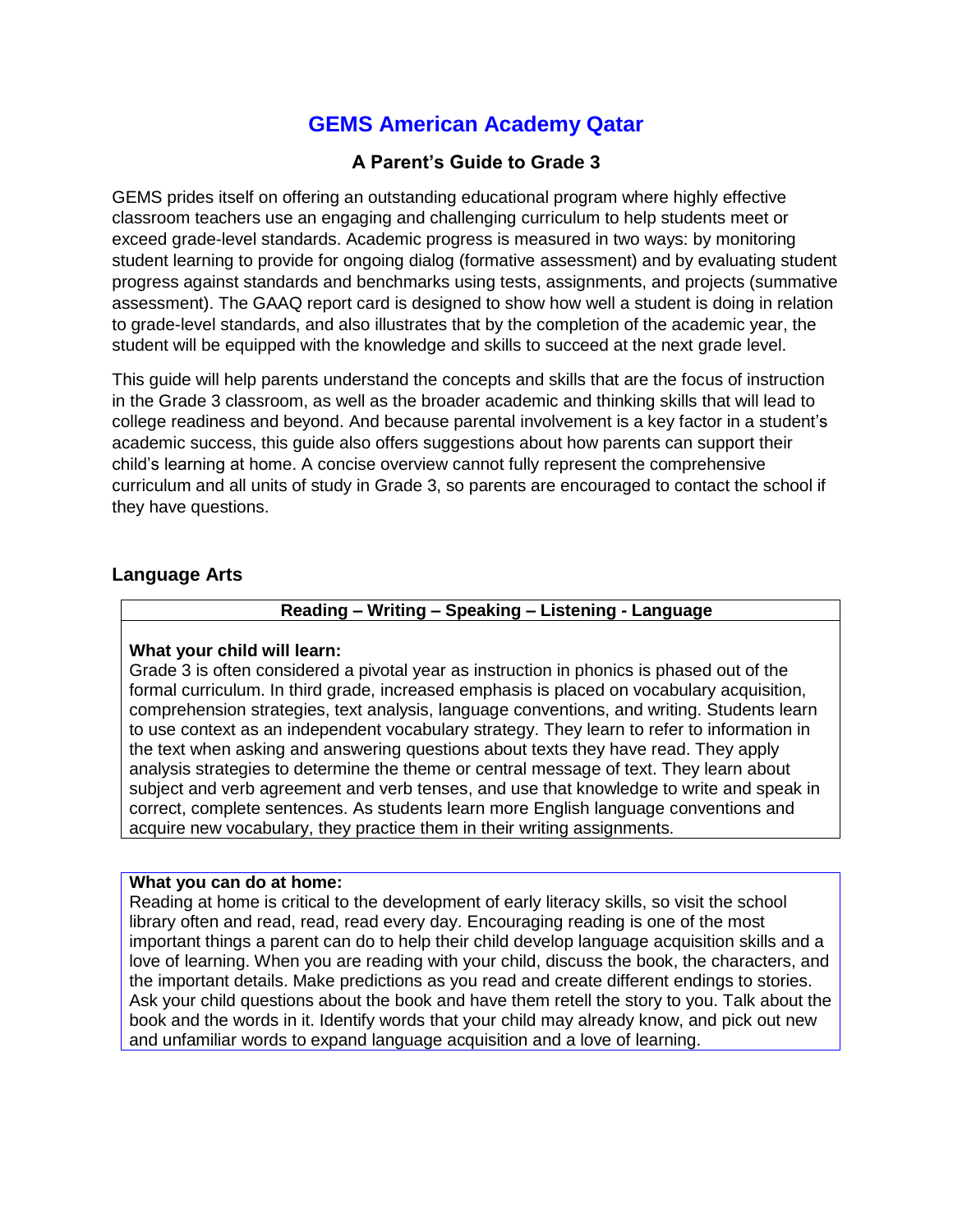# GEMS American Academy Qatar

## A Parent's Guide to Grade 3

GEMS prides itself on offering an outstanding educational program where highly effective classroom teachers use an engaging and challenging curriculum to help students meet or exceed grade-level standards. Academic progress is measured in two ways: by monitoring student learning to provide for ongoing dialog (formative assessment) and by evaluating student progress against standards and benchmarks using tests, assignments, and projects (summative assessment). The GAAQ report card is designed to show how well a student is doing in relation to grade-level standards, and also illustrates that by the completion of the academic year, the student will be equipped with the knowledge and skills to succeed at the next grade level.

This guide will help parents understand the concepts and skills that are the focus of instruction in the Grade 3 classroom, as well as the broader academic and thinking skills that will lead to college readiness and beyond. And because parental involvement is a key factor in a student's academic success, this guide also offers suggestions about how parents can support their child's learning at home. A concise overview cannot fully represent the comprehensive curriculum and all units of study in Grade 3, so parents are encouraged to contact the school if they have questions.

### Language Arts

**Reading – Writing – Speaking – Listening - Language**

**What your child will learn:**
Grade 3 is often considered a pivotal year as instruction in phonics is phased out of the formal curriculum. In third grade, increased emphasis is placed on vocabulary acquisition, comprehension strategies, text analysis, language conventions, and writing. Students learn to use context as an independent vocabulary strategy. They learn to refer to information in the text when asking and answering questions about texts they have read. They apply analysis strategies to determine the theme or central message of text. They learn about subject and verb agreement and verb tenses, and use that knowledge to write and speak in correct, complete sentences. As students learn more English language conventions and acquire new vocabulary, they practice them in their writing assignments.

**What you can do at home:**
Reading at home is critical to the development of early literacy skills, so visit the school library often and read, read, read every day. Encouraging reading is one of the most important things a parent can do to help their child develop language acquisition skills and a love of learning. When you are reading with your child, discuss the book, the characters, and the important details. Make predictions as you read and create different endings to stories. Ask your child questions about the book and have them retell the story to you. Talk about the book and the words in it. Identify words that your child may already know, and pick out new and unfamiliar words to expand language acquisition and a love of learning.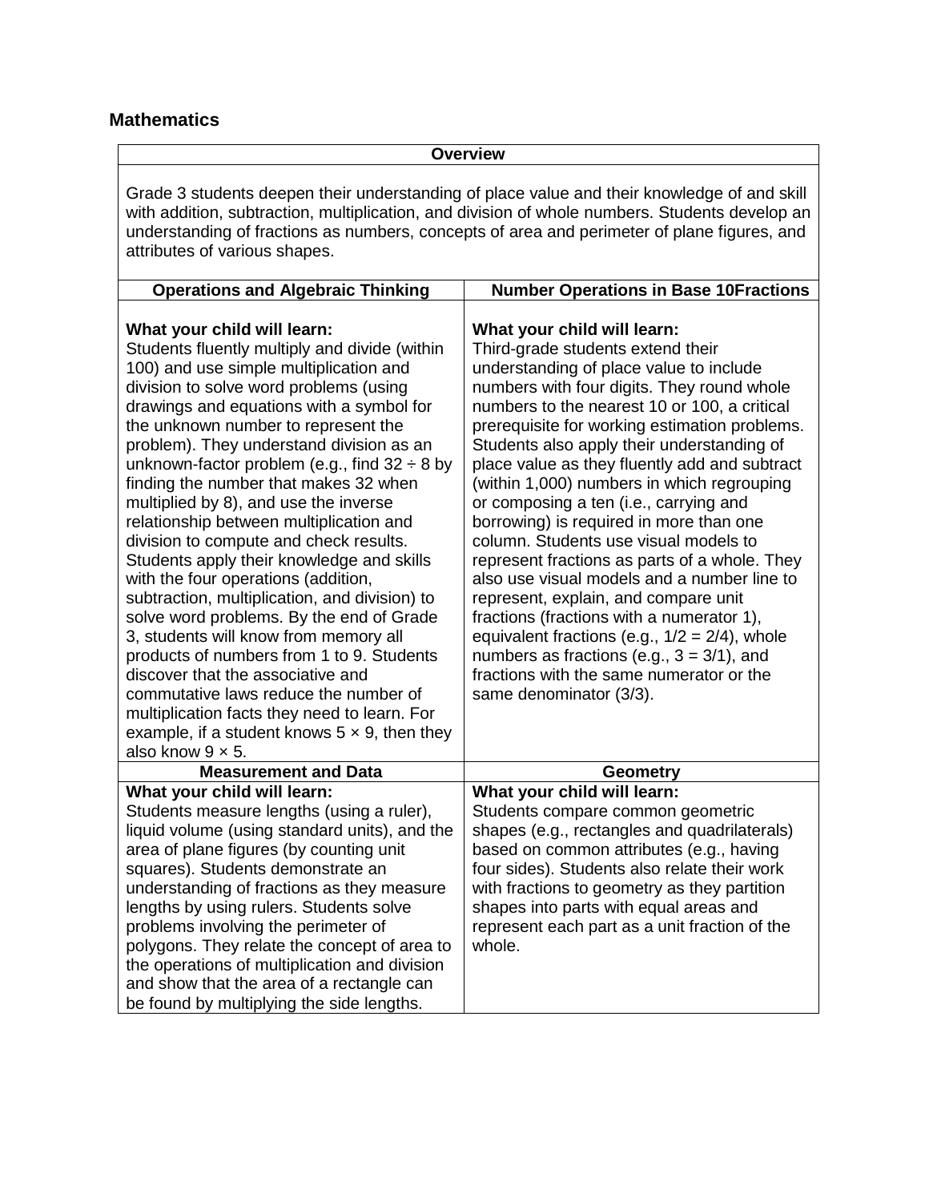## Mathematics

<table>
<tr><th colspan="2">Overview</th></tr>
<tr><td colspan="2">Grade 3 students deepen their understanding of place value and their knowledge of and skill with addition, subtraction, multiplication, and division of whole numbers. Students develop an understanding of fractions as numbers, concepts of area and perimeter of plane figures, and attributes of various shapes.</td></tr>
<tr><th>Operations and Algebraic Thinking</th><th>Number Operations in Base 10Fractions</th></tr>
<tr><td><b>What your child will learn:</b><br>Students fluently multiply and divide (within 100) and use simple multiplication and division to solve word problems (using drawings and equations with a symbol for the unknown number to represent the problem). They understand division as an unknown-factor problem (e.g., find 32 ÷ 8 by finding the number that makes 32 when multiplied by 8), and use the inverse relationship between multiplication and division to compute and check results. Students apply their knowledge and skills with the four operations (addition, subtraction, multiplication, and division) to solve word problems. By the end of Grade 3, students will know from memory all products of numbers from 1 to 9. Students discover that the associative and commutative laws reduce the number of multiplication facts they need to learn. For example, if a student knows 5 × 9, then they also know 9 × 5.</td><td><b>What your child will learn:</b><br>Third-grade students extend their understanding of place value to include numbers with four digits. They round whole numbers to the nearest 10 or 100, a critical prerequisite for working estimation problems. Students also apply their understanding of place value as they fluently add and subtract (within 1,000) numbers in which regrouping or composing a ten (i.e., carrying and borrowing) is required in more than one column. Students use visual models to represent fractions as parts of a whole. They also use visual models and a number line to represent, explain, and compare unit fractions (fractions with a numerator 1), equivalent fractions (e.g., 1/2 = 2/4), whole numbers as fractions (e.g., 3 = 3/1), and fractions with the same numerator or the same denominator (3/3).</td></tr>
<tr><th>Measurement and Data</th><th>Geometry</th></tr>
<tr><td><b>What your child will learn:</b><br>Students measure lengths (using a ruler), liquid volume (using standard units), and the area of plane figures (by counting unit squares). Students demonstrate an understanding of fractions as they measure lengths by using rulers. Students solve problems involving the perimeter of polygons. They relate the concept of area to the operations of multiplication and division and show that the area of a rectangle can be found by multiplying the side lengths.</td><td><b>What your child will learn:</b><br>Students compare common geometric shapes (e.g., rectangles and quadrilaterals) based on common attributes (e.g., having four sides). Students also relate their work with fractions to geometry as they partition shapes into parts with equal areas and represent each part as a unit fraction of the whole.</td></tr>
</table>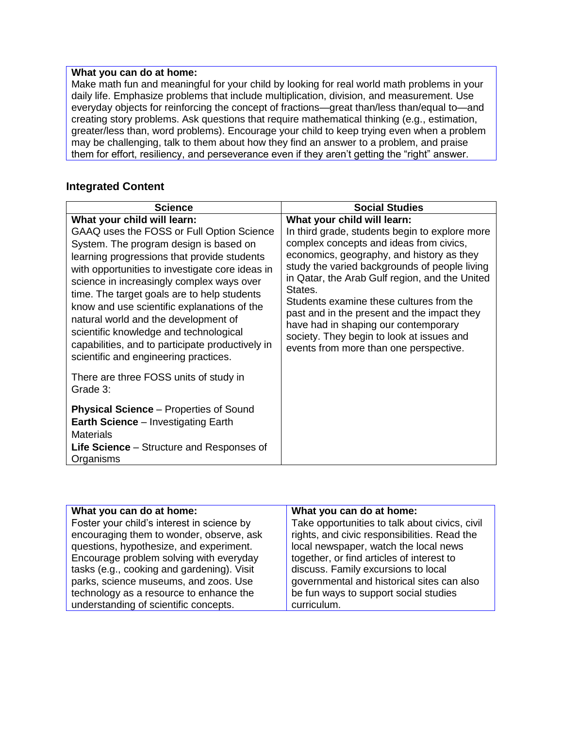**What you can do at home:**
Make math fun and meaningful for your child by looking for real world math problems in your daily life. Emphasize problems that include multiplication, division, and measurement. Use everyday objects for reinforcing the concept of fractions—great than/less than/equal to—and creating story problems. Ask questions that require mathematical thinking (e.g., estimation, greater/less than, word problems). Encourage your child to keep trying even when a problem may be challenging, talk to them about how they find an answer to a problem, and praise them for effort, resiliency, and perseverance even if they aren't getting the "right" answer.

## Integrated Content

| Science | Social Studies |
|---|---|
| **What your child will learn:** GAAQ uses the FOSS or Full Option Science System. The program design is based on learning progressions that provide students with opportunities to investigate core ideas in science in increasingly complex ways over time. The target goals are to help students know and use scientific explanations of the natural world and the development of scientific knowledge and technological capabilities, and to participate productively in scientific and engineering practices.<br><br>There are three FOSS units of study in Grade 3:<br><br>**Physical Science** – Properties of Sound<br>**Earth Science** – Investigating Earth Materials<br>**Life Science** – Structure and Responses of Organisms | **What your child will learn:** In third grade, students begin to explore more complex concepts and ideas from civics, economics, geography, and history as they study the varied backgrounds of people living in Qatar, the Arab Gulf region, and the United States.<br>Students examine these cultures from the past and in the present and the impact they have had in shaping our contemporary society. They begin to look at issues and events from more than one perspective. |

| What you can do at home: | What you can do at home: |
|---|---|
| Foster your child's interest in science by encouraging them to wonder, observe, ask questions, hypothesize, and experiment. Encourage problem solving with everyday tasks (e.g., cooking and gardening). Visit parks, science museums, and zoos. Use technology as a resource to enhance the understanding of scientific concepts. | Take opportunities to talk about civics, civil rights, and civic responsibilities. Read the local newspaper, watch the local news together, or find articles of interest to discuss. Family excursions to local governmental and historical sites can also be fun ways to support social studies curriculum. |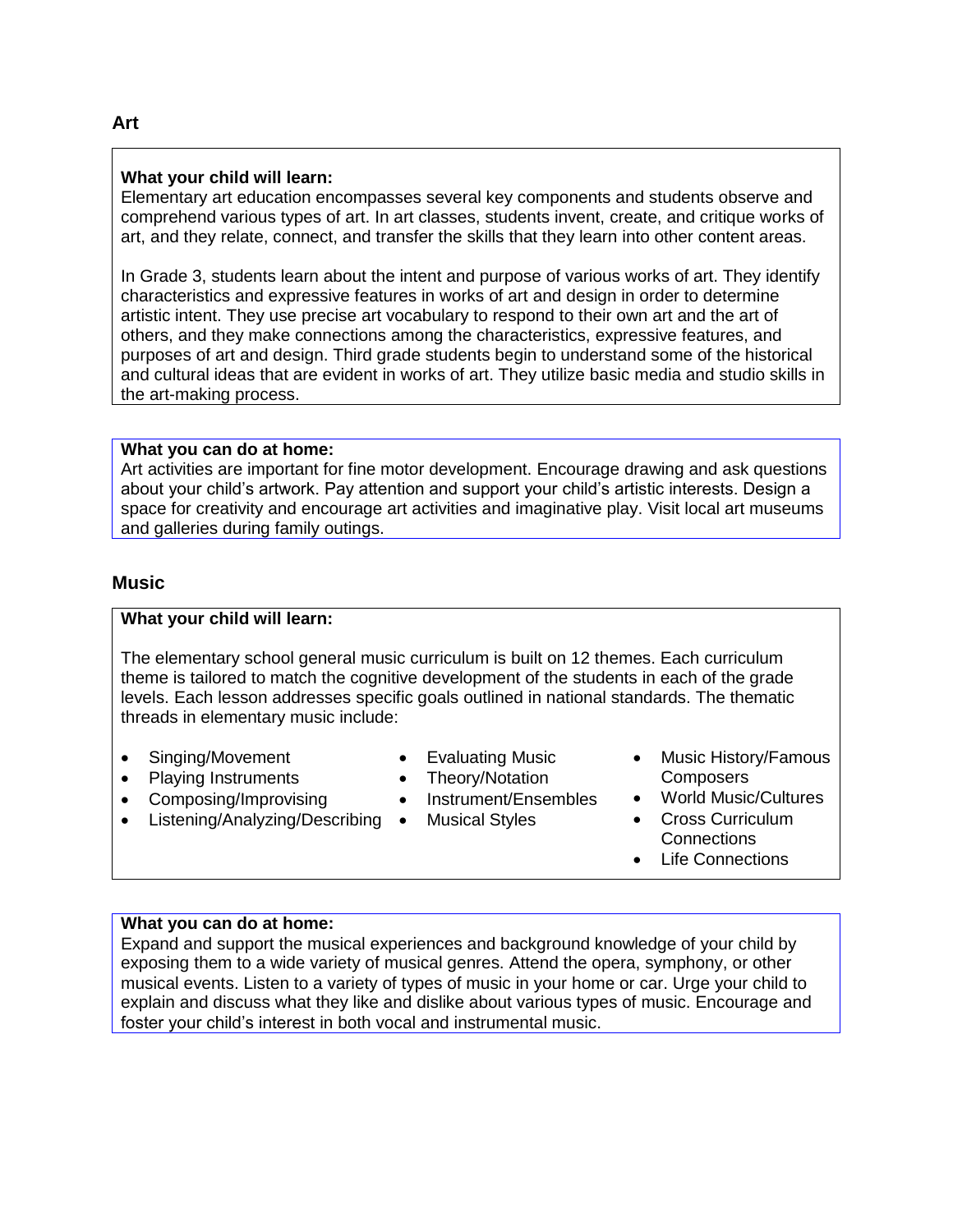## Art

**What your child will learn:**
Elementary art education encompasses several key components and students observe and comprehend various types of art. In art classes, students invent, create, and critique works of art, and they relate, connect, and transfer the skills that they learn into other content areas.

In Grade 3, students learn about the intent and purpose of various works of art. They identify characteristics and expressive features in works of art and design in order to determine artistic intent. They use precise art vocabulary to respond to their own art and the art of others, and they make connections among the characteristics, expressive features, and purposes of art and design. Third grade students begin to understand some of the historical and cultural ideas that are evident in works of art. They utilize basic media and studio skills in the art-making process.

**What you can do at home:**
Art activities are important for fine motor development. Encourage drawing and ask questions about your child's artwork. Pay attention and support your child's artistic interests. Design a space for creativity and encourage art activities and imaginative play. Visit local art museums and galleries during family outings.

## Music

**What your child will learn:**

The elementary school general music curriculum is built on 12 themes. Each curriculum theme is tailored to match the cognitive development of the students in each of the grade levels. Each lesson addresses specific goals outlined in national standards. The thematic threads in elementary music include:

- Singing/Movement
- Playing Instruments
- Composing/Improvising
- Listening/Analyzing/Describing
- Evaluating Music
- Theory/Notation
- Instrument/Ensembles
- Musical Styles
- Music History/Famous Composers
- World Music/Cultures
- Cross Curriculum Connections
- Life Connections

**What you can do at home:**
Expand and support the musical experiences and background knowledge of your child by exposing them to a wide variety of musical genres. Attend the opera, symphony, or other musical events. Listen to a variety of types of music in your home or car. Urge your child to explain and discuss what they like and dislike about various types of music. Encourage and foster your child's interest in both vocal and instrumental music.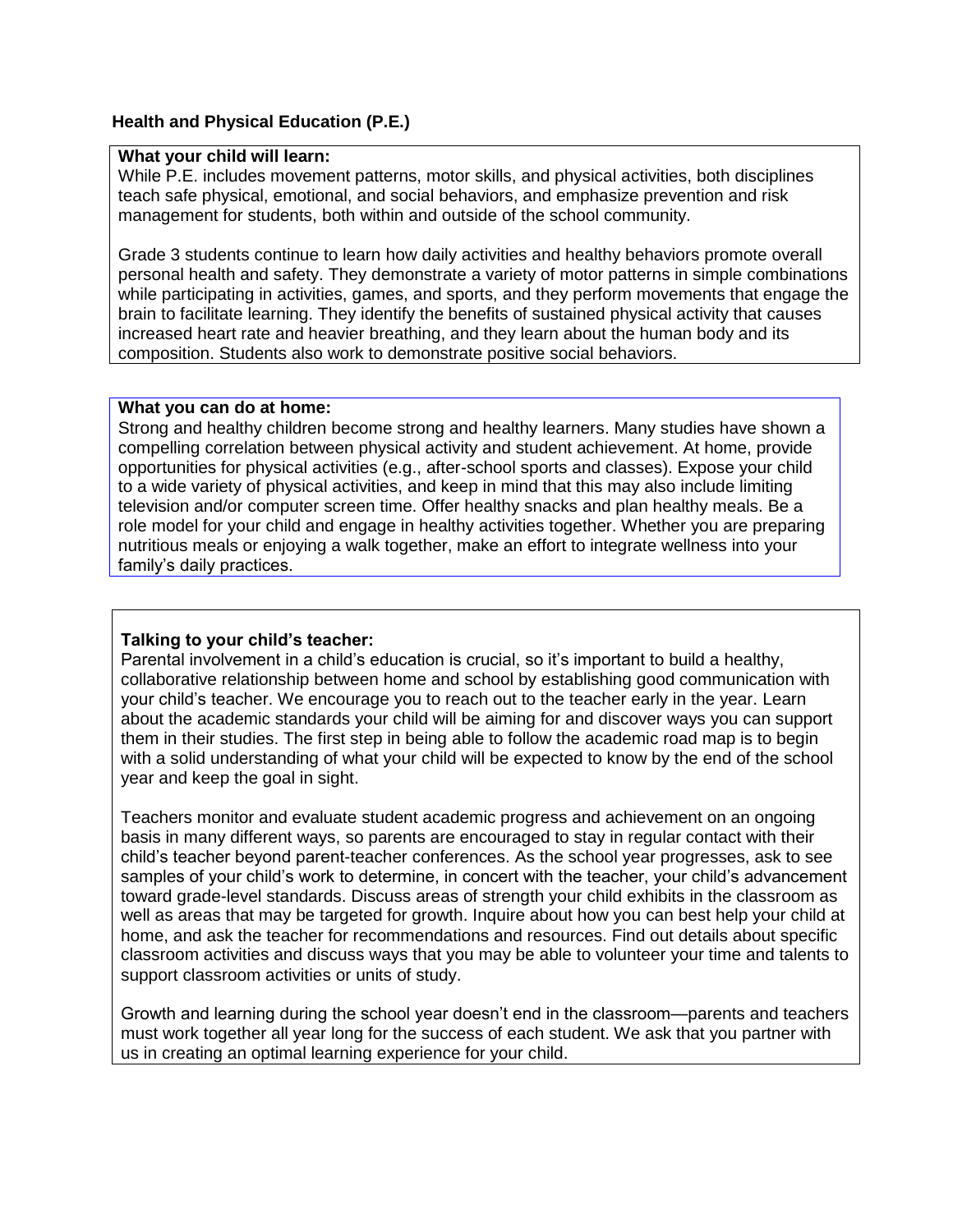## Health and Physical Education (P.E.)

**What your child will learn:**

While P.E. includes movement patterns, motor skills, and physical activities, both disciplines teach safe physical, emotional, and social behaviors, and emphasize prevention and risk management for students, both within and outside of the school community.

Grade 3 students continue to learn how daily activities and healthy behaviors promote overall personal health and safety. They demonstrate a variety of motor patterns in simple combinations while participating in activities, games, and sports, and they perform movements that engage the brain to facilitate learning. They identify the benefits of sustained physical activity that causes increased heart rate and heavier breathing, and they learn about the human body and its composition. Students also work to demonstrate positive social behaviors.

**What you can do at home:**

Strong and healthy children become strong and healthy learners. Many studies have shown a compelling correlation between physical activity and student achievement. At home, provide opportunities for physical activities (e.g., after-school sports and classes). Expose your child to a wide variety of physical activities, and keep in mind that this may also include limiting television and/or computer screen time. Offer healthy snacks and plan healthy meals. Be a role model for your child and engage in healthy activities together. Whether you are preparing nutritious meals or enjoying a walk together, make an effort to integrate wellness into your family's daily practices.

**Talking to your child's teacher:**

Parental involvement in a child's education is crucial, so it's important to build a healthy, collaborative relationship between home and school by establishing good communication with your child's teacher. We encourage you to reach out to the teacher early in the year. Learn about the academic standards your child will be aiming for and discover ways you can support them in their studies. The first step in being able to follow the academic road map is to begin with a solid understanding of what your child will be expected to know by the end of the school year and keep the goal in sight.

Teachers monitor and evaluate student academic progress and achievement on an ongoing basis in many different ways, so parents are encouraged to stay in regular contact with their child's teacher beyond parent-teacher conferences. As the school year progresses, ask to see samples of your child's work to determine, in concert with the teacher, your child's advancement toward grade-level standards. Discuss areas of strength your child exhibits in the classroom as well as areas that may be targeted for growth. Inquire about how you can best help your child at home, and ask the teacher for recommendations and resources. Find out details about specific classroom activities and discuss ways that you may be able to volunteer your time and talents to support classroom activities or units of study.

Growth and learning during the school year doesn't end in the classroom—parents and teachers must work together all year long for the success of each student. We ask that you partner with us in creating an optimal learning experience for your child.